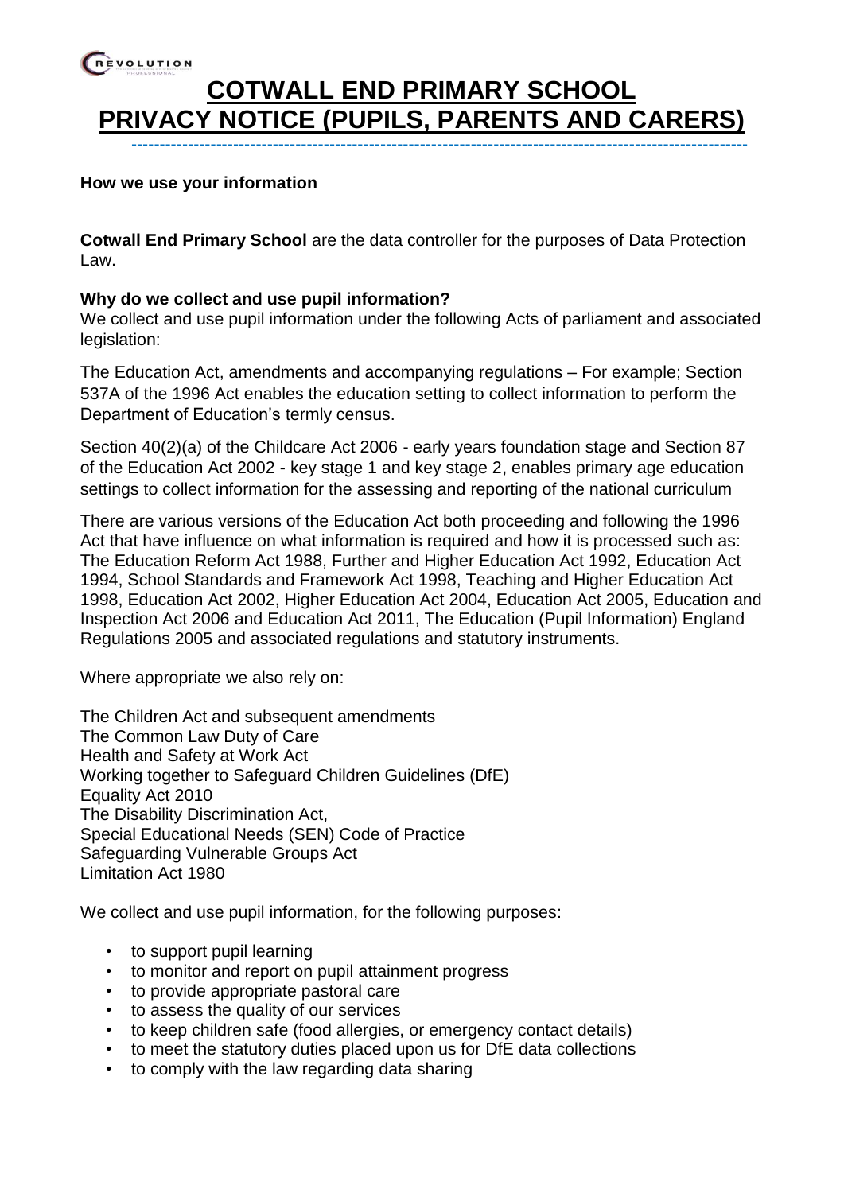# COTWALL END PRIMARY SCHOOL
# PRIVACY NOTICE (PUPILS, PARENTS AND CARERS)

**How we use your information**

**Cotwall End Primary School** are the data controller for the purposes of Data Protection Law.

**Why do we collect and use pupil information?**

We collect and use pupil information under the following Acts of parliament and associated legislation:

The Education Act, amendments and accompanying regulations – For example; Section 537A of the 1996 Act enables the education setting to collect information to perform the Department of Education's termly census.

Section 40(2)(a) of the Childcare Act 2006 - early years foundation stage and Section 87 of the Education Act 2002 - key stage 1 and key stage 2, enables primary age education settings to collect information for the assessing and reporting of the national curriculum

There are various versions of the Education Act both proceeding and following the 1996 Act that have influence on what information is required and how it is processed such as: The Education Reform Act 1988, Further and Higher Education Act 1992, Education Act 1994, School Standards and Framework Act 1998, Teaching and Higher Education Act 1998, Education Act 2002, Higher Education Act 2004, Education Act 2005, Education and Inspection Act 2006 and Education Act 2011, The Education (Pupil Information) England Regulations 2005 and associated regulations and statutory instruments.

Where appropriate we also rely on:

The Children Act and subsequent amendments
The Common Law Duty of Care
Health and Safety at Work Act
Working together to Safeguard Children Guidelines (DfE)
Equality Act 2010
The Disability Discrimination Act,
Special Educational Needs (SEN) Code of Practice
Safeguarding Vulnerable Groups Act
Limitation Act 1980

We collect and use pupil information, for the following purposes:

- to support pupil learning
- to monitor and report on pupil attainment progress
- to provide appropriate pastoral care
- to assess the quality of our services
- to keep children safe (food allergies, or emergency contact details)
- to meet the statutory duties placed upon us for DfE data collections
- to comply with the law regarding data sharing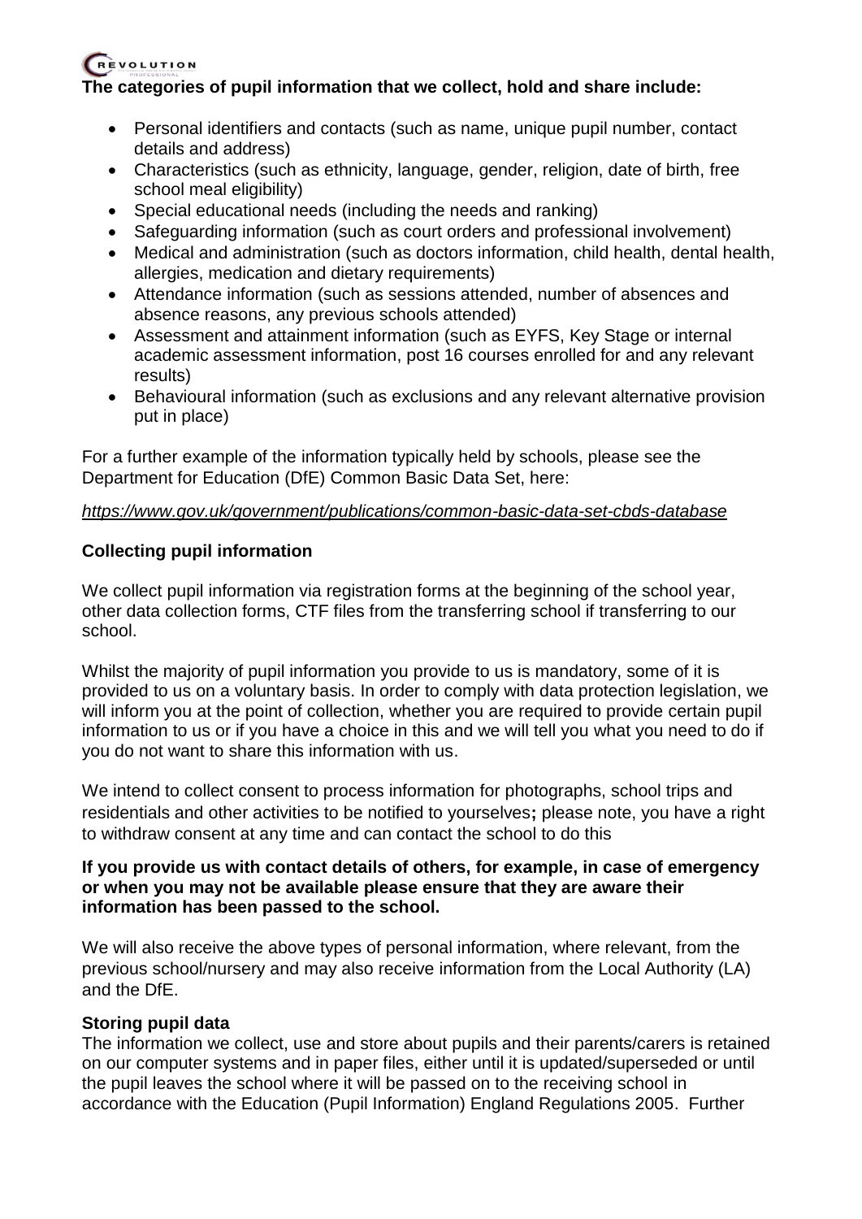**The categories of pupil information that we collect, hold and share include:**

- Personal identifiers and contacts (such as name, unique pupil number, contact details and address)
- Characteristics (such as ethnicity, language, gender, religion, date of birth, free school meal eligibility)
- Special educational needs (including the needs and ranking)
- Safeguarding information (such as court orders and professional involvement)
- Medical and administration (such as doctors information, child health, dental health, allergies, medication and dietary requirements)
- Attendance information (such as sessions attended, number of absences and absence reasons, any previous schools attended)
- Assessment and attainment information (such as EYFS, Key Stage or internal academic assessment information, post 16 courses enrolled for and any relevant results)
- Behavioural information (such as exclusions and any relevant alternative provision put in place)

For a further example of the information typically held by schools, please see the Department for Education (DfE) Common Basic Data Set, here:

*https://www.gov.uk/government/publications/common-basic-data-set-cbds-database*

**Collecting pupil information**

We collect pupil information via registration forms at the beginning of the school year, other data collection forms, CTF files from the transferring school if transferring to our school.

Whilst the majority of pupil information you provide to us is mandatory, some of it is provided to us on a voluntary basis. In order to comply with data protection legislation, we will inform you at the point of collection, whether you are required to provide certain pupil information to us or if you have a choice in this and we will tell you what you need to do if you do not want to share this information with us.

We intend to collect consent to process information for photographs, school trips and residentials and other activities to be notified to yourselves**;** please note, you have a right to withdraw consent at any time and can contact the school to do this

**If you provide us with contact details of others, for example, in case of emergency or when you may not be available please ensure that they are aware their information has been passed to the school.**

We will also receive the above types of personal information, where relevant, from the previous school/nursery and may also receive information from the Local Authority (LA) and the DfE.

**Storing pupil data**

The information we collect, use and store about pupils and their parents/carers is retained on our computer systems and in paper files, either until it is updated/superseded or until the pupil leaves the school where it will be passed on to the receiving school in accordance with the Education (Pupil Information) England Regulations 2005. Further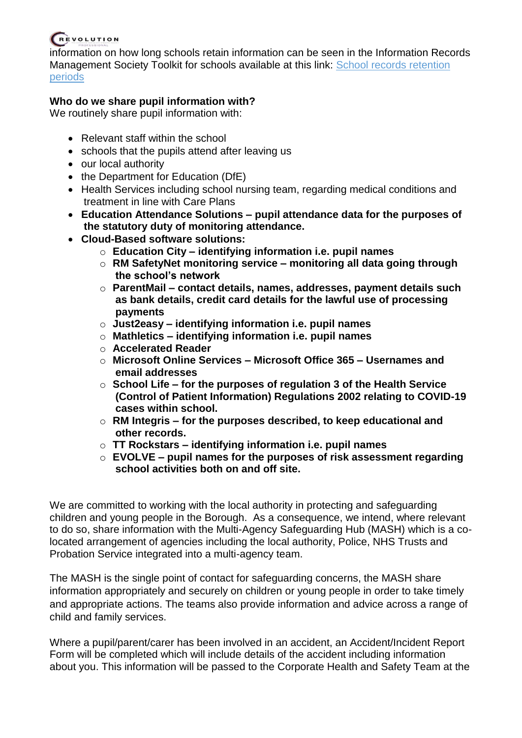information on how long schools retain information can be seen in the Information Records Management Society Toolkit for schools available at this link: [School records retention periods]()

**Who do we share pupil information with?**
We routinely share pupil information with:

- Relevant staff within the school
- schools that the pupils attend after leaving us
- our local authority
- the Department for Education (DfE)
- Health Services including school nursing team, regarding medical conditions and treatment in line with Care Plans
- **Education Attendance Solutions – pupil attendance data for the purposes of the statutory duty of monitoring attendance.**
- **Cloud-Based software solutions:**
    - **Education City – identifying information i.e. pupil names**
    - **RM SafetyNet monitoring service – monitoring all data going through the school's network**
    - **ParentMail – contact details, names, addresses, payment details such as bank details, credit card details for the lawful use of processing payments**
    - **Just2easy – identifying information i.e. pupil names**
    - **Mathletics – identifying information i.e. pupil names**
    - **Accelerated Reader**
    - **Microsoft Online Services – Microsoft Office 365 – Usernames and email addresses**
    - **School Life – for the purposes of regulation 3 of the Health Service (Control of Patient Information) Regulations 2002 relating to COVID-19 cases within school.**
    - **RM Integris – for the purposes described, to keep educational and other records.**
    - **TT Rockstars – identifying information i.e. pupil names**
    - **EVOLVE – pupil names for the purposes of risk assessment regarding school activities both on and off site.**

We are committed to working with the local authority in protecting and safeguarding children and young people in the Borough. As a consequence, we intend, where relevant to do so, share information with the Multi-Agency Safeguarding Hub (MASH) which is a co-located arrangement of agencies including the local authority, Police, NHS Trusts and Probation Service integrated into a multi-agency team.

The MASH is the single point of contact for safeguarding concerns, the MASH share information appropriately and securely on children or young people in order to take timely and appropriate actions. The teams also provide information and advice across a range of child and family services.

Where a pupil/parent/carer has been involved in an accident, an Accident/Incident Report Form will be completed which will include details of the accident including information about you. This information will be passed to the Corporate Health and Safety Team at the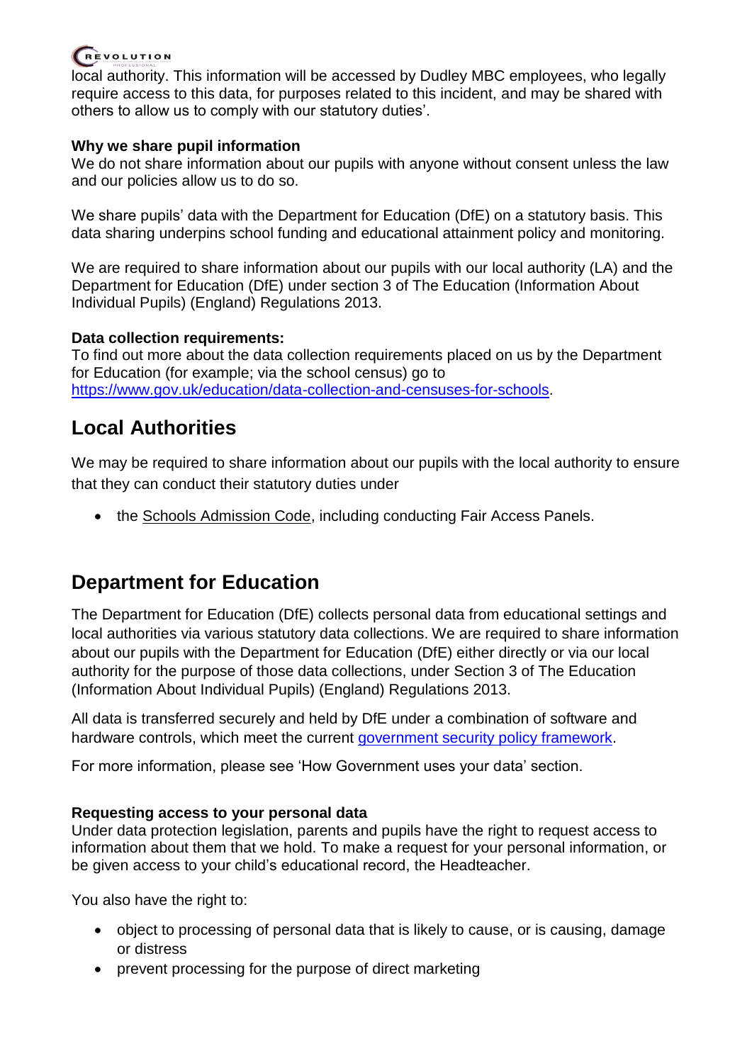local authority. This information will be accessed by Dudley MBC employees, who legally require access to this data, for purposes related to this incident, and may be shared with others to allow us to comply with our statutory duties'.

**Why we share pupil information**

We do not share information about our pupils with anyone without consent unless the law and our policies allow us to do so.

We share pupils' data with the Department for Education (DfE) on a statutory basis. This data sharing underpins school funding and educational attainment policy and monitoring.

We are required to share information about our pupils with our local authority (LA) and the Department for Education (DfE) under section 3 of The Education (Information About Individual Pupils) (England) Regulations 2013.

**Data collection requirements:**

To find out more about the data collection requirements placed on us by the Department for Education (for example; via the school census) go to https://www.gov.uk/education/data-collection-and-censuses-for-schools.

## Local Authorities

We may be required to share information about our pupils with the local authority to ensure that they can conduct their statutory duties under

- the Schools Admission Code, including conducting Fair Access Panels.

## Department for Education

The Department for Education (DfE) collects personal data from educational settings and local authorities via various statutory data collections. We are required to share information about our pupils with the Department for Education (DfE) either directly or via our local authority for the purpose of those data collections, under Section 3 of The Education (Information About Individual Pupils) (England) Regulations 2013.

All data is transferred securely and held by DfE under a combination of software and hardware controls, which meet the current government security policy framework.

For more information, please see 'How Government uses your data' section.

**Requesting access to your personal data**

Under data protection legislation, parents and pupils have the right to request access to information about them that we hold. To make a request for your personal information, or be given access to your child's educational record, the Headteacher.

You also have the right to:

- object to processing of personal data that is likely to cause, or is causing, damage or distress
- prevent processing for the purpose of direct marketing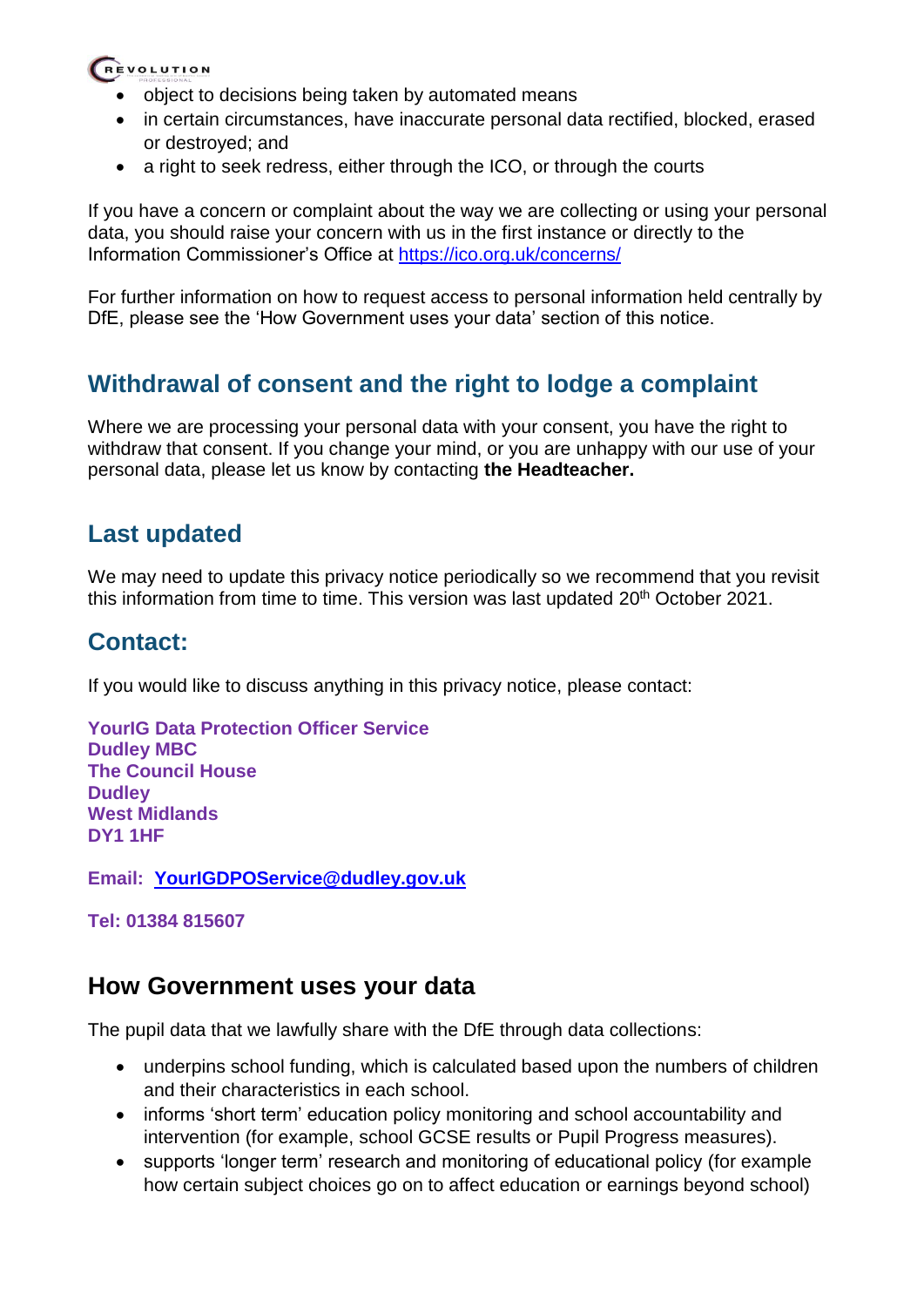- object to decisions being taken by automated means
- in certain circumstances, have inaccurate personal data rectified, blocked, erased or destroyed; and
- a right to seek redress, either through the ICO, or through the courts

If you have a concern or complaint about the way we are collecting or using your personal data, you should raise your concern with us in the first instance or directly to the Information Commissioner's Office at https://ico.org.uk/concerns/

For further information on how to request access to personal information held centrally by DfE, please see the 'How Government uses your data' section of this notice.

## Withdrawal of consent and the right to lodge a complaint

Where we are processing your personal data with your consent, you have the right to withdraw that consent. If you change your mind, or you are unhappy with our use of your personal data, please let us know by contacting **the Headteacher.**

## Last updated

We may need to update this privacy notice periodically so we recommend that you revisit this information from time to time. This version was last updated 20th October 2021.

## Contact:

If you would like to discuss anything in this privacy notice, please contact:

**YourIG Data Protection Officer Service**
**Dudley MBC**
**The Council House**
**Dudley**
**West Midlands**
**DY1 1HF**

**Email: YourIGDPOService@dudley.gov.uk**

**Tel: 01384 815607**

## How Government uses your data

The pupil data that we lawfully share with the DfE through data collections:

- underpins school funding, which is calculated based upon the numbers of children and their characteristics in each school.
- informs 'short term' education policy monitoring and school accountability and intervention (for example, school GCSE results or Pupil Progress measures).
- supports 'longer term' research and monitoring of educational policy (for example how certain subject choices go on to affect education or earnings beyond school)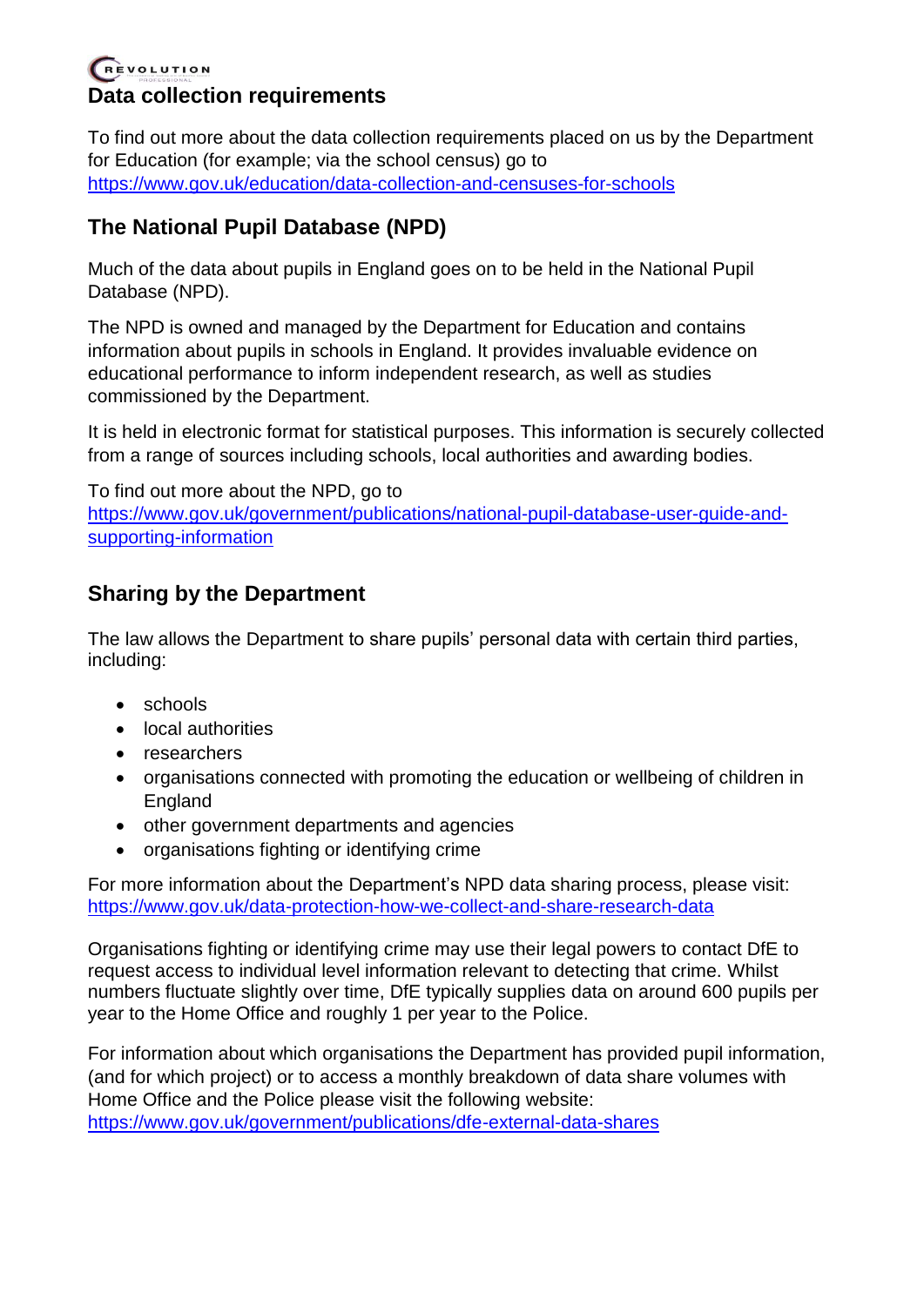## Data collection requirements

To find out more about the data collection requirements placed on us by the Department for Education (for example; via the school census) go to https://www.gov.uk/education/data-collection-and-censuses-for-schools

## The National Pupil Database (NPD)

Much of the data about pupils in England goes on to be held in the National Pupil Database (NPD).

The NPD is owned and managed by the Department for Education and contains information about pupils in schools in England. It provides invaluable evidence on educational performance to inform independent research, as well as studies commissioned by the Department.

It is held in electronic format for statistical purposes. This information is securely collected from a range of sources including schools, local authorities and awarding bodies.

To find out more about the NPD, go to https://www.gov.uk/government/publications/national-pupil-database-user-guide-and-supporting-information

## Sharing by the Department

The law allows the Department to share pupils' personal data with certain third parties, including:

- schools
- local authorities
- researchers
- organisations connected with promoting the education or wellbeing of children in England
- other government departments and agencies
- organisations fighting or identifying crime

For more information about the Department's NPD data sharing process, please visit: https://www.gov.uk/data-protection-how-we-collect-and-share-research-data

Organisations fighting or identifying crime may use their legal powers to contact DfE to request access to individual level information relevant to detecting that crime. Whilst numbers fluctuate slightly over time, DfE typically supplies data on around 600 pupils per year to the Home Office and roughly 1 per year to the Police.

For information about which organisations the Department has provided pupil information, (and for which project) or to access a monthly breakdown of data share volumes with Home Office and the Police please visit the following website: https://www.gov.uk/government/publications/dfe-external-data-shares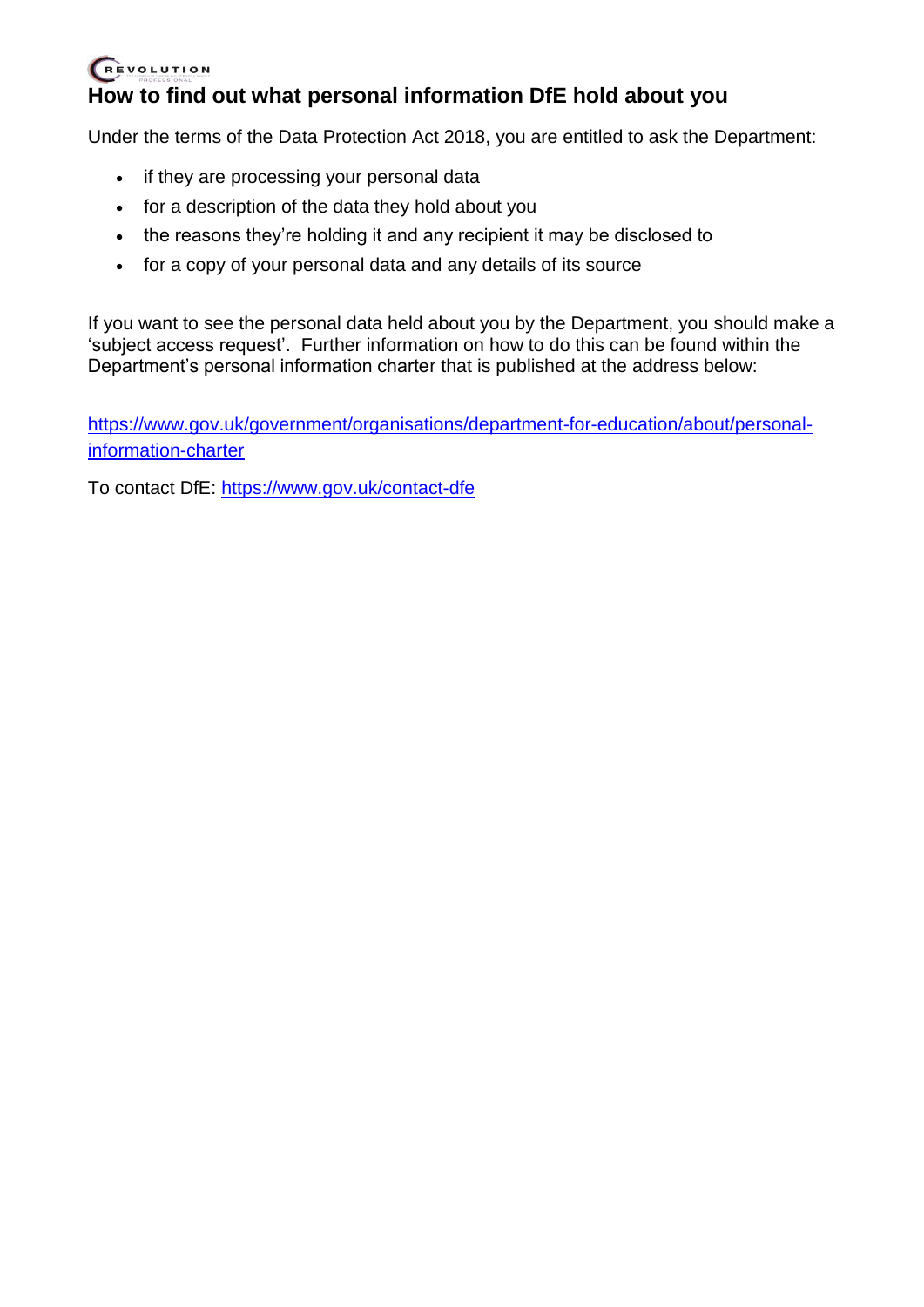# How to find out what personal information DfE hold about you

Under the terms of the Data Protection Act 2018, you are entitled to ask the Department:

- if they are processing your personal data
- for a description of the data they hold about you
- the reasons they're holding it and any recipient it may be disclosed to
- for a copy of your personal data and any details of its source

If you want to see the personal data held about you by the Department, you should make a 'subject access request'. Further information on how to do this can be found within the Department's personal information charter that is published at the address below:

https://www.gov.uk/government/organisations/department-for-education/about/personal-information-charter

To contact DfE: https://www.gov.uk/contact-dfe